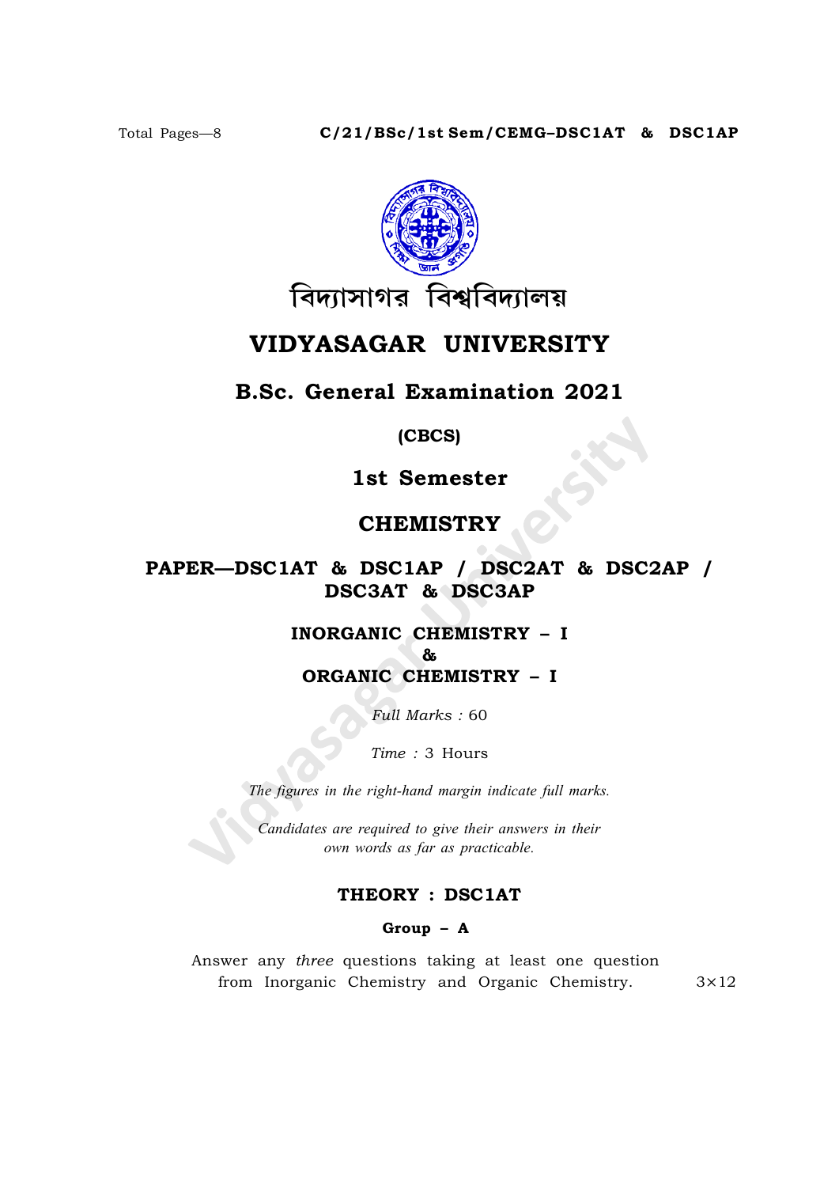Total Pages—8

C/21/BSc/1st Sem/CEMG–DSC1AT & DSC1AP

বিদ্যাসাগর বিশ্ববিদ্যালয়

# VIDYASAGAR UNIVERSITY

## B.Sc. General Examination 2021

**(CBCS)**

## 1st Semester

## CHEMISTRY

### PAPER—DSC1AT & DSC1AP / DSC2AT & DSC2AP / DSC3AT & DSC3AP

### INORGANIC CHEMISTRY – I
### &
### ORGANIC CHEMISTRY – I

*Full Marks :* 60

*Time :* 3 Hours

*The figures in the right-hand margin indicate full marks.*

*Candidates are required to give their answers in their own words as far as practicable.*

### THEORY : DSC1AT

#### Group – A

Answer any *three* questions taking at least one question from Inorganic Chemistry and Organic Chemistry. $3 \times 12$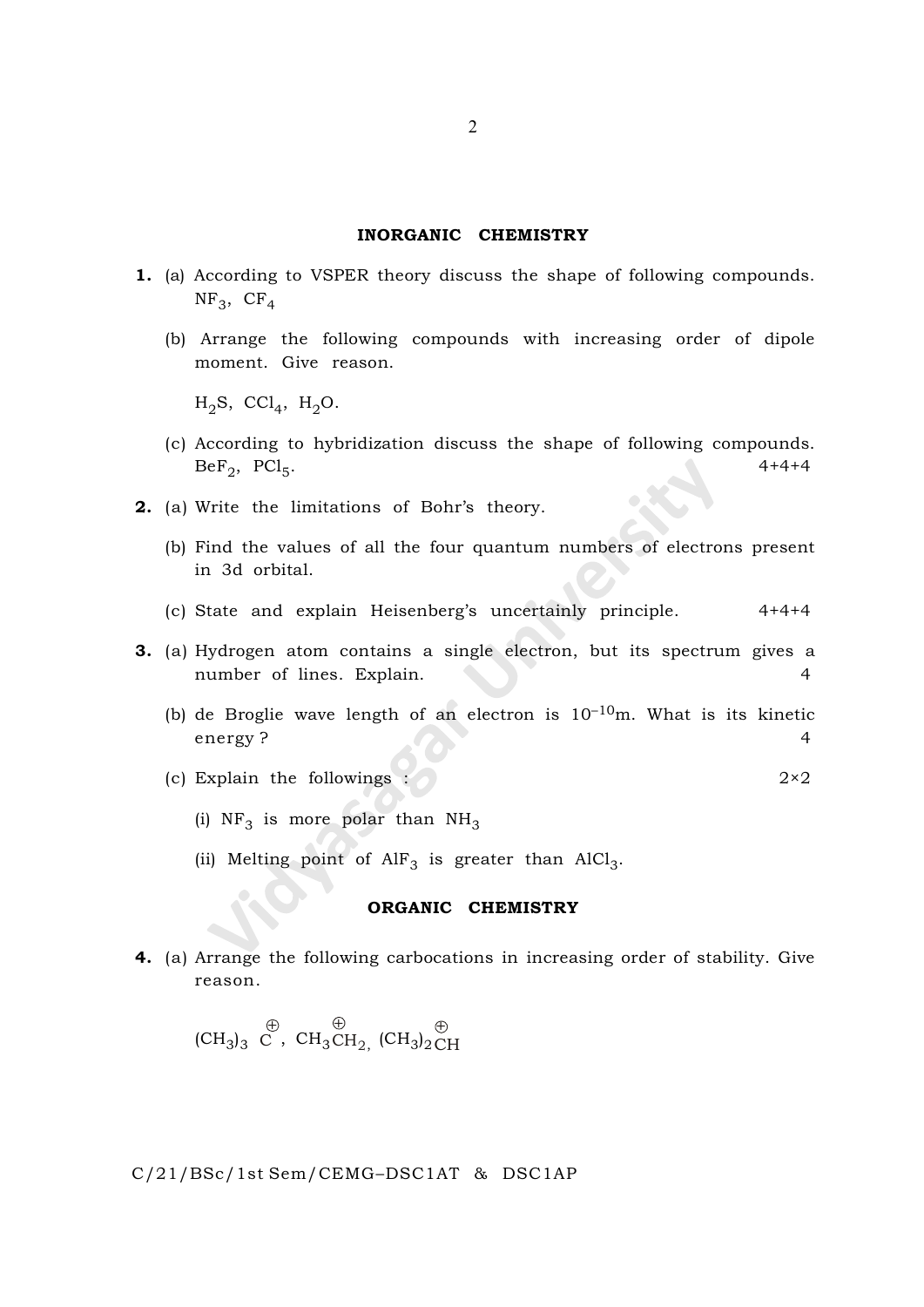## INORGANIC CHEMISTRY

**1.** (a) According to VSPER theory discuss the shape of following compounds. $NF_3$, $CF_4$

(b) Arrange the following compounds with increasing order of dipole moment. Give reason.

$H_2S$, $CCl_4$, $H_2O$.

(c) According to hybridization discuss the shape of following compounds. $BeF_2$, $PCl_5$. 4+4+4

**2.** (a) Write the limitations of Bohr's theory.

(b) Find the values of all the four quantum numbers of electrons present in 3d orbital.

(c) State and explain Heisenberg's uncertainly principle. 4+4+4

**3.** (a) Hydrogen atom contains a single electron, but its spectrum gives a number of lines. Explain. 4

(b) de Broglie wave length of an electron is $10^{-10}$m. What is its kinetic energy ? 4

(c) Explain the followings : 2×2

(i) $NF_3$ is more polar than $NH_3$

(ii) Melting point of $AlF_3$ is greater than $AlCl_3$.

## ORGANIC CHEMISTRY

**4.** (a) Arrange the following carbocations in increasing order of stability. Give reason.

$(CH_3)_3\overset{\oplus}{C}$, $CH_3\overset{\oplus}{C}H_2$, $(CH_3)_2\overset{\oplus}{C}H$

C/21/BSc/1st Sem/CEMG–DSC1AT & DSC1AP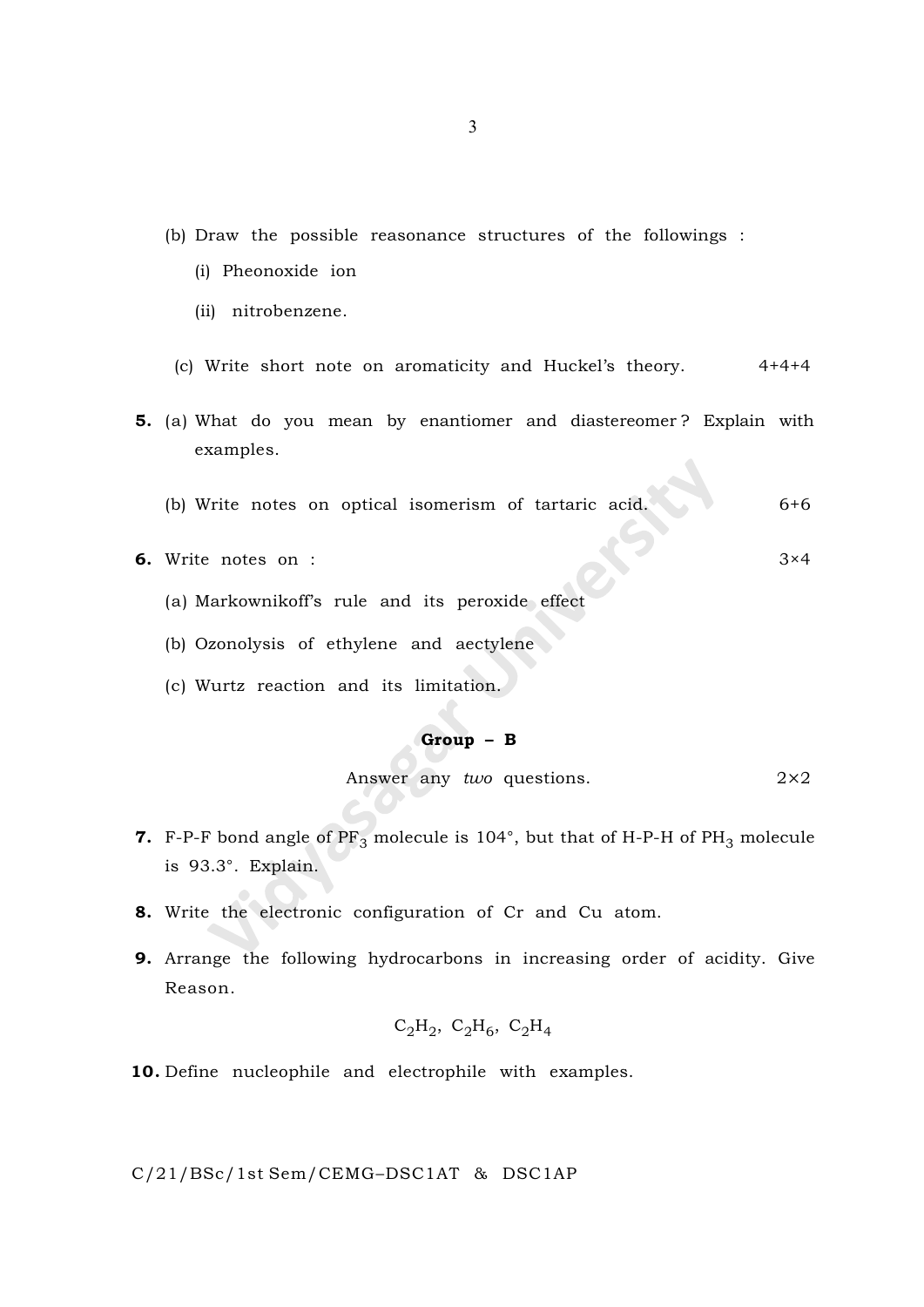(b) Draw the possible reasonance structures of the followings :

(i) Pheonoxide ion

(ii) nitrobenzene.

(c) Write short note on aromaticity and Huckel's theory. 4+4+4

**5.** (a) What do you mean by enantiomer and diastereomer ? Explain with examples.

(b) Write notes on optical isomerism of tartaric acid. 6+6

**6.** Write notes on : 3×4

(a) Markownikoff's rule and its peroxide effect

(b) Ozonolysis of ethylene and aectylene

(c) Wurtz reaction and its limitation.

**Group – B**

Answer any *two* questions. 2×2

**7.** F-P-F bond angle of $PF_3$ molecule is 104°, but that of H-P-H of $PH_3$ molecule is 93.3°. Explain.

**8.** Write the electronic configuration of Cr and Cu atom.

**9.** Arrange the following hydrocarbons in increasing order of acidity. Give Reason.

$$C_2H_2,\ C_2H_6,\ C_2H_4$$

**10.** Define nucleophile and electrophile with examples.

C/21/BSc/1st Sem/CEMG–DSC1AT & DSC1AP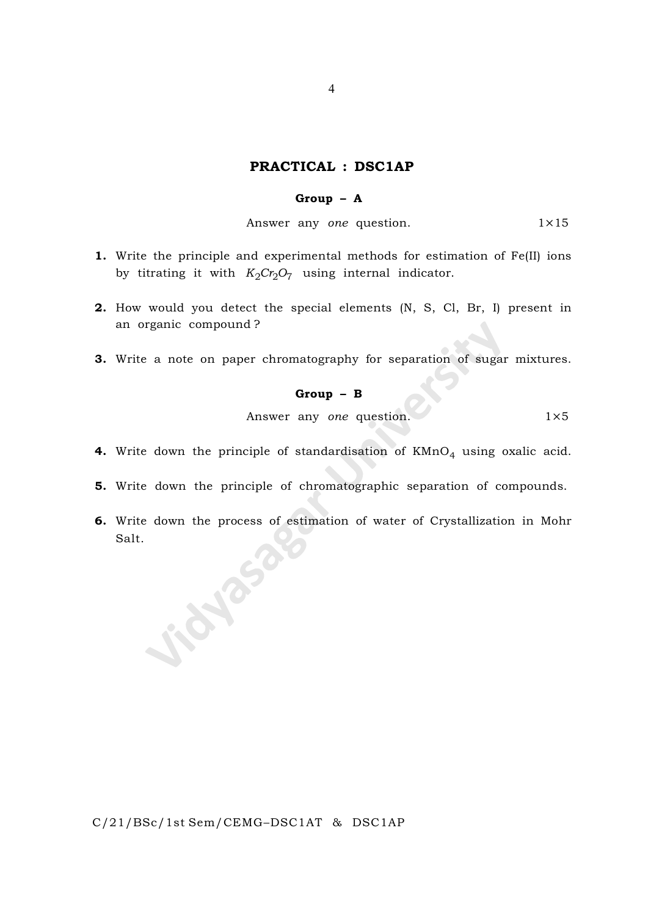## PRACTICAL : DSC1AP

### Group – A

Answer any *one* question. 1×15

**1.** Write the principle and experimental methods for estimation of Fe(II) ions by titrating it with $K_2Cr_2O_7$ using internal indicator.

**2.** How would you detect the special elements (N, S, Cl, Br, I) present in an organic compound ?

**3.** Write a note on paper chromatography for separation of sugar mixtures.

### Group – B

Answer any *one* question. 1×5

**4.** Write down the principle of standardisation of $KMnO_4$ using oxalic acid.

**5.** Write down the principle of chromatographic separation of compounds.

**6.** Write down the process of estimation of water of Crystallization in Mohr Salt.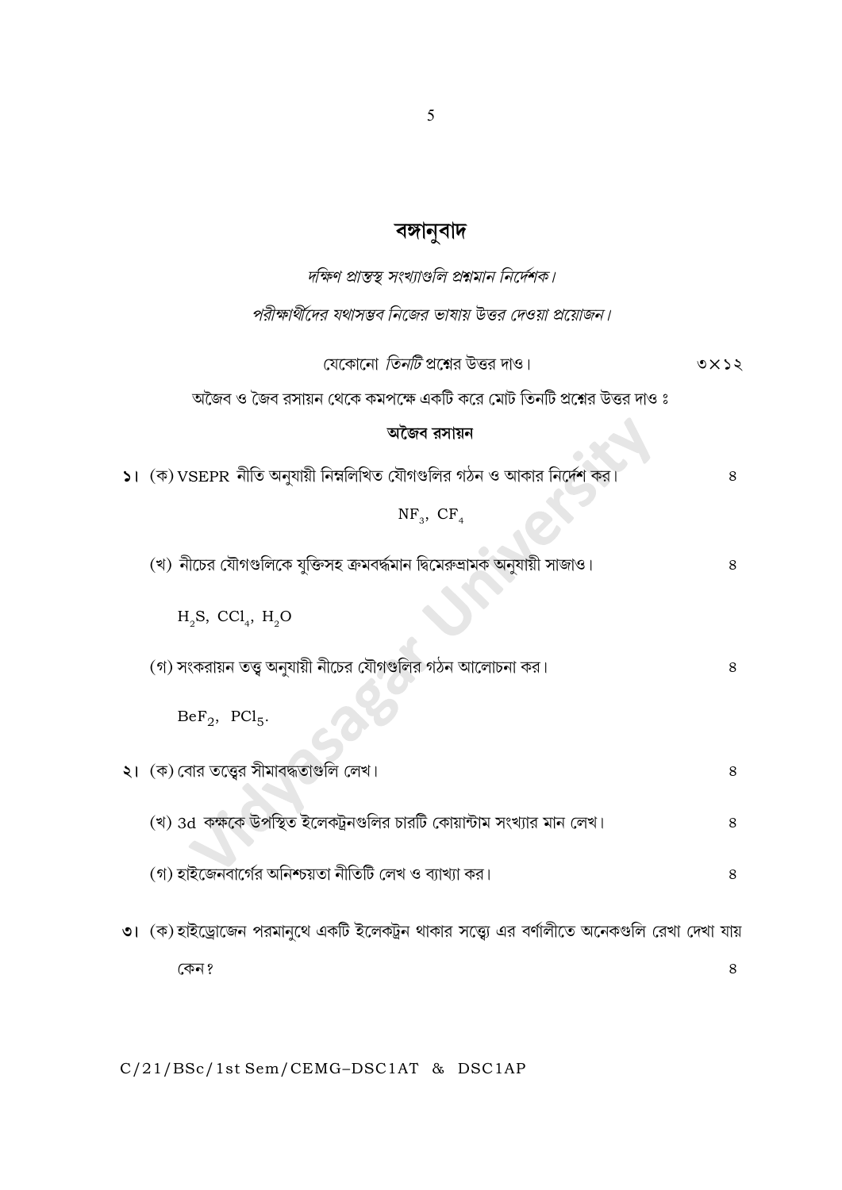# বঙ্গানুবাদ

*দক্ষিণ প্রান্তস্থ সংখ্যাগুলি প্রশ্নমান নির্দেশক।*

*পরীক্ষার্থীদের যথাসম্ভব নিজের ভাষায় উত্তর দেওয়া প্রয়োজন।*

যেকোনো *তিনটি* প্রশ্নের উত্তর দাও। ৩×১২

অজৈব ও জৈব রসায়ন থেকে কমপক্ষে একটি করে মোট তিনটি প্রশ্নের উত্তর দাও ঃ

**অজৈব রসায়ন**

১। (ক) VSEPR নীতি অনুযায়ী নিম্নলিখিত যৌগগুলির গঠন ও আকার নির্দেশ কর। ৪

$NF_3$, $CF_4$

(খ) নীচের যৌগগুলিকে যুক্তিসহ ক্রমবর্দ্ধমান দ্বিমেরুভ্রামক অনুযায়ী সাজাও। ৪

$H_2S$, $CCl_4$, $H_2O$

(গ) সংকরায়ন তত্ত্ব অনুযায়ী নীচের যৌগগুলির গঠন আলোচনা কর। ৪

$BeF_2$, $PCl_5$.

২। (ক) বোর তত্ত্বের সীমাবদ্ধতাগুলি লেখ। ৪

(খ) 3d কক্ষকে উপস্থিত ইলেকট্রনগুলির চারটি কোয়ান্টাম সংখ্যার মান লেখ। ৪

(গ) হাইজেনবার্গের অনিশ্চয়তা নীতিটি লেখ ও ব্যাখ্যা কর। ৪

৩। (ক) হাইড্রোজেন পরমানুথে একটি ইলেকট্রন থাকার সত্ত্বে এর বর্ণালীতে অনেকগুলি রেখা দেখা যায় কেন? ৪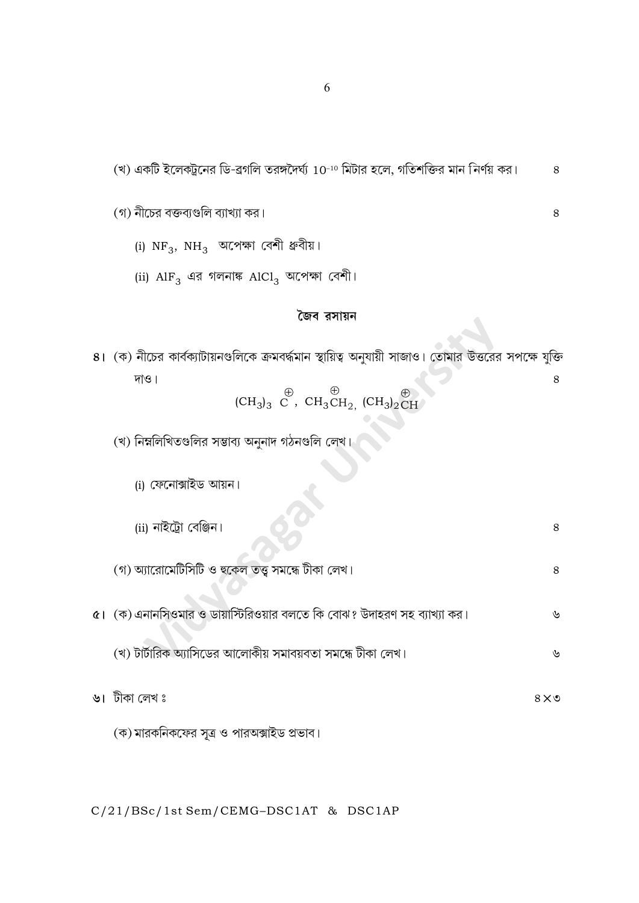(খ) একটি ইলেকট্রনের ডি-ব্রগলি তরঙ্গদৈর্ঘ্য $10^{-10}$ মিটার হলে, গতিশক্তির মান নির্ণয় কর। ৪

(গ) নীচের বক্তব্যগুলি ব্যাখ্যা কর। ৪

(i) $NF_3$, $NH_3$ অপেক্ষা বেশী ধ্রুবীয়।

(ii) $AlF_3$ এর গলনাঙ্ক $AlCl_3$ অপেক্ষা বেশী।

## জৈব রসায়ন

৪। (ক) নীচের কার্বক্যাটায়নগুলিকে ক্রমবর্দ্ধমান স্থায়িত্ব অনুযায়ী সাজাও। তোমার উত্তরের সপক্ষে যুক্তি দাও। ৪

$$(CH_3)_3\overset{\oplus}{C},\ CH_3\overset{\oplus}{C}H_2,\ (CH_3)_2\overset{\oplus}{C}H$$

(খ) নিম্নলিখিতগুলির সম্ভাব্য অনুনাদ গঠনগুলি লেখ।

(i) ফেনোক্সাইড আয়ন।

(ii) নাইট্রো বেঞ্জিন। ৪

(গ) অ্যারোমেটিসিটি ও হুকেল তত্ত্ব সমন্ধে টীকা লেখ। ৪

৫। (ক) এনানসিওমার ও ডায়াস্টিরিওয়ার বলতে কি বোঝ? উদাহরণ সহ ব্যাখ্যা কর। ৬

(খ) টার্টারিক অ্যাসিডের আলোকীয় সমাবয়বতা সমন্ধে টীকা লেখ। ৬

৬। টীকা লেখ : ৪×৩

(ক) মারকনিকফের সূত্র ও পারঅক্সাইড প্রভাব।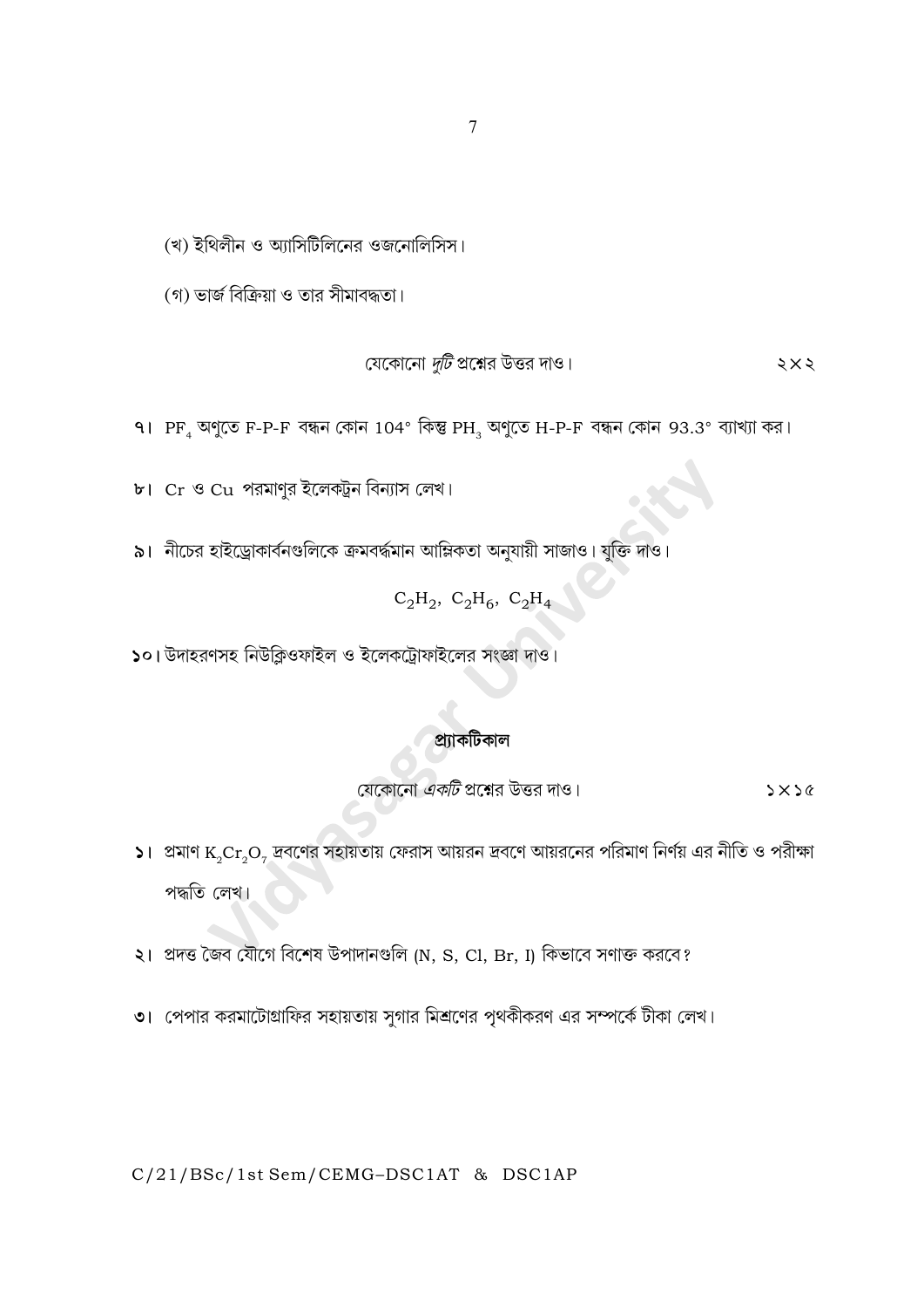(খ) ইথিলীন ও অ্যাসিটিলিনের ওজনোলিসিস।

(গ) ভার্জ বিক্রিয়া ও তার সীমাবদ্ধতা।

যেকোনো *দুটি* প্রশ্নের উত্তর দাও। ২×২

৭। $PF_4$ অণুতে F-P-F বন্ধন কোন 104° কিন্তু $PH_3$ অণুতে H-P-F বন্ধন কোন 93.3° ব্যাখ্যা কর।

৮। Cr ও Cu পরমাণুর ইলেকট্রন বিন্যাস লেখ।

৯। নীচের হাইড্রোকার্বনগুলিকে ক্রমবর্দ্ধমান আম্লিকতা অনুযায়ী সাজাও। যুক্তি দাও।

$$C_2H_2,\ C_2H_6,\ C_2H_4$$

১০। উদাহরণসহ নিউক্লিওফাইল ও ইলেকট্রোফাইলের সংজ্ঞা দাও।

## প্র্যাকটিকাল

যেকোনো *একটি* প্রশ্নের উত্তর দাও। ১×১৫

১। প্রমাণ $K_2Cr_2O_7$ দ্রবণের সহায়তায় ফেরাস আয়রন দ্রবণে আয়রনের পরিমাণ নির্ণয় এর নীতি ও পরীক্ষা পদ্ধতি লেখ।

২। প্রদত্ত জৈব যৌগে বিশেষ উপাদানগুলি (N, S, Cl, Br, I) কিভাবে সণাক্ত করবে?

৩। পেপার করমাটোগ্রাফির সহায়তায় সুগার মিশ্রণের পৃথকীকরণ এর সম্পর্কে টীকা লেখ।

C/21/BSc/1st Sem/CEMG–DSC1AT & DSC1AP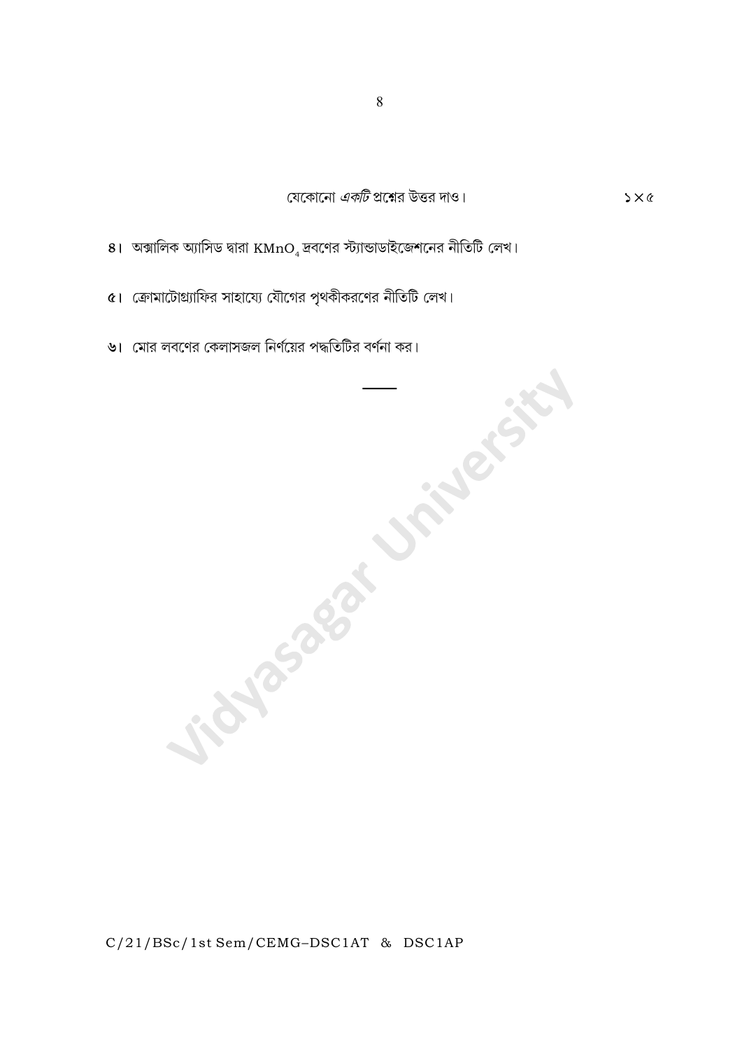যেকোনো *একটি* প্রশ্নের উত্তর দাও। ১×৫

৪। অক্সালিক অ্যাসিড দ্বারা $KMnO_4$ দ্রবণের স্ট্যান্ডাডাইজেশনের নীতিটি লেখ।

৫। ক্রোমাটোগ্রাফির সাহায্যে যৌগের পৃথকীকরণের নীতিটি লেখ।

৬। মোর লবণের কেলাসজল নির্ণয়ের পদ্ধতিটির বর্ণনা কর।

———

C/21/BSc/1st Sem/CEMG–DSC1AT & DSC1AP